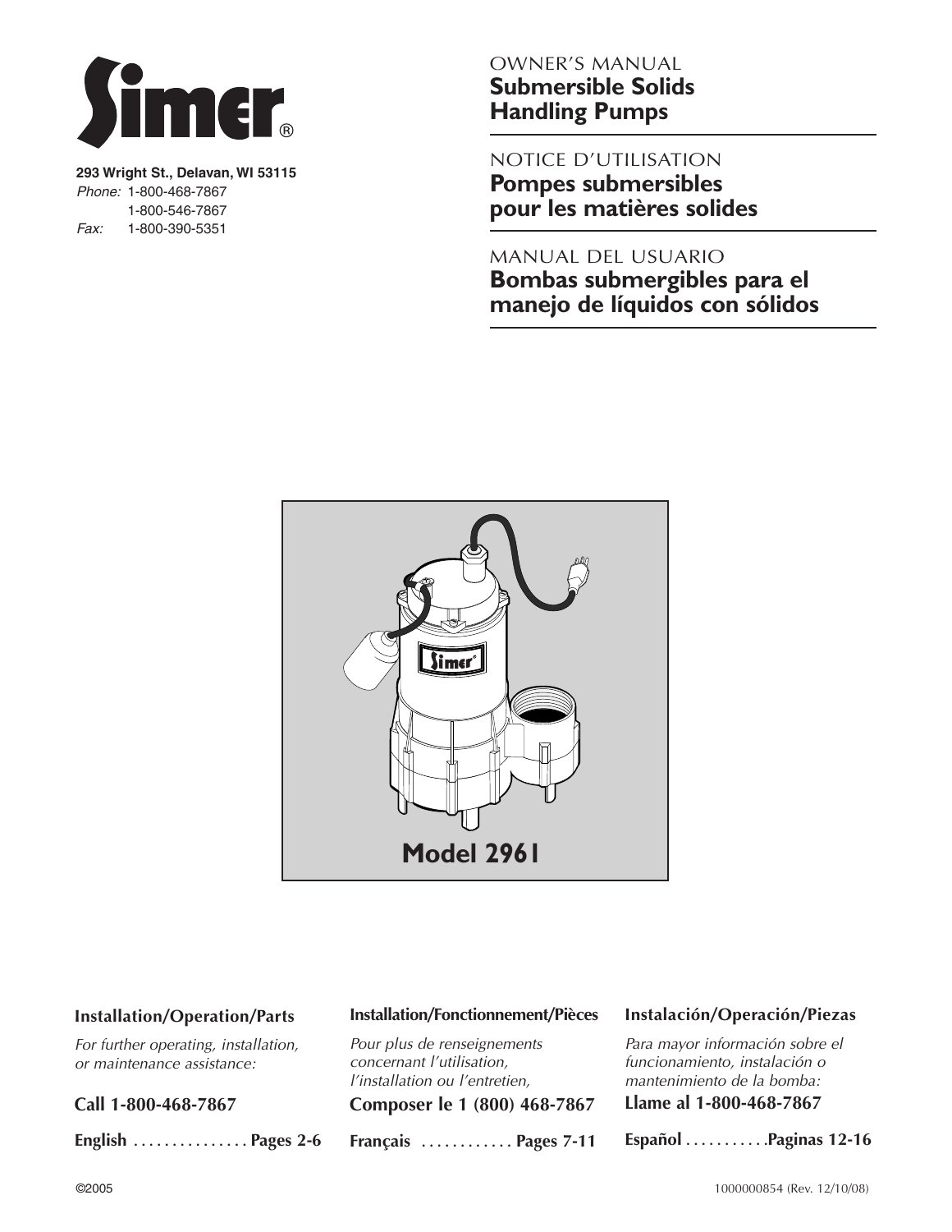Simer®

**293 Wright St., Delavan, WI 53115**
*Phone:* 1-800-468-7867
1-800-546-7867
*Fax:* 1-800-390-5351

OWNER'S MANUAL
# Submersible Solids Handling Pumps

NOTICE D'UTILISATION
# Pompes submersibles pour les matières solides

MANUAL DEL USUARIO
# Bombas submergibles para el manejo de líquidos con sólidos

**Model 2961**

**Installation/Operation/Parts**

*For further operating, installation, or maintenance assistance:*

**Call 1-800-468-7867**

**English . . . . . . . . . . . . . . . Pages 2-6**

**Installation/Fonctionnement/Pièces**

*Pour plus de renseignements concernant l'utilisation, l'installation ou l'entretien,*

**Composer le 1 (800) 468-7867**

**Français . . . . . . . . . . . . Pages 7-11**

**Instalación/Operación/Piezas**

*Para mayor información sobre el funcionamiento, instalación o mantenimiento de la bomba:*

**Llame al 1-800-468-7867**

**Español . . . . . . . . . . .Paginas 12-16**

©2005

1000000854 (Rev. 12/10/08)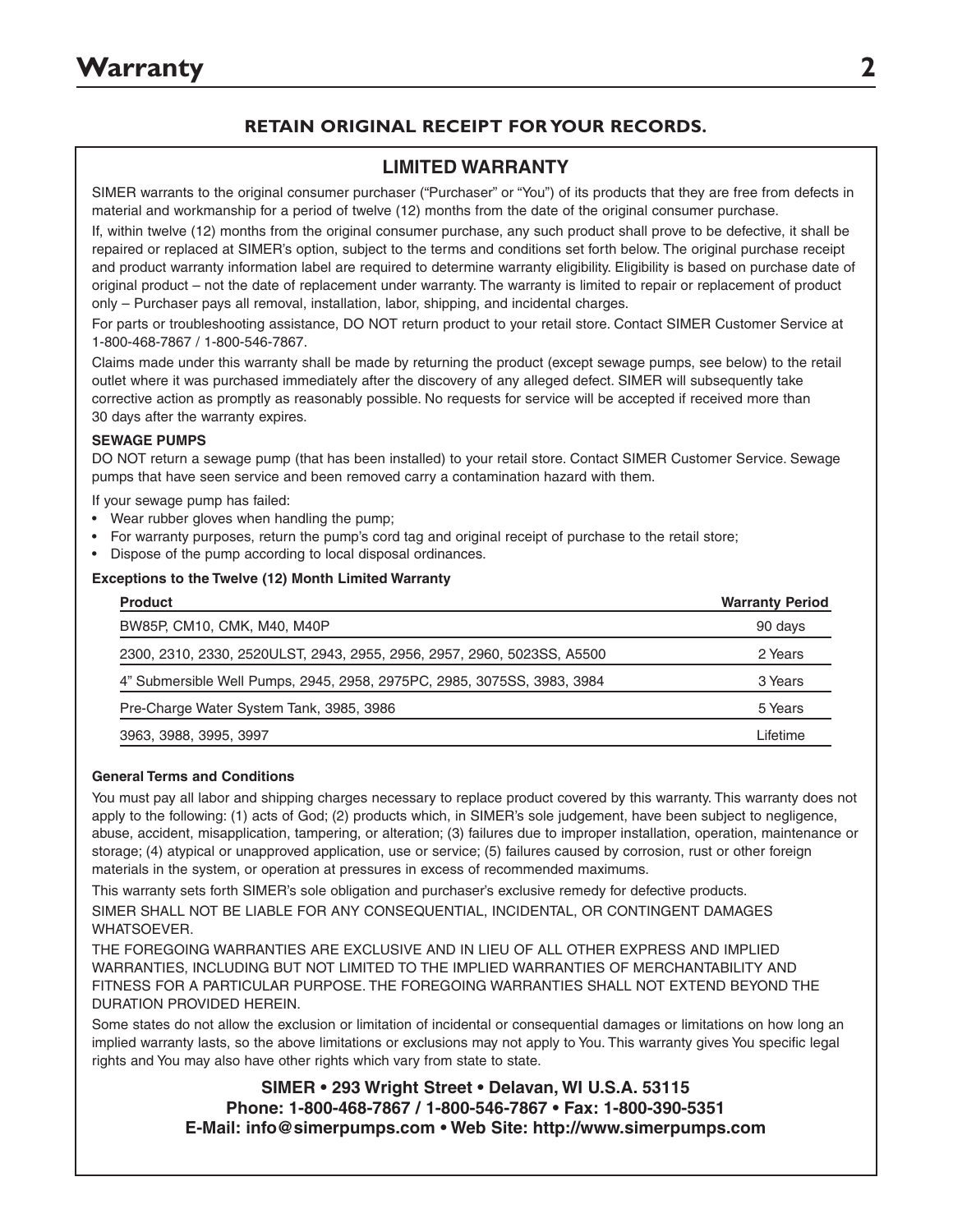# Warranty

**RETAIN ORIGINAL RECEIPT FOR YOUR RECORDS.**

## LIMITED WARRANTY

SIMER warrants to the original consumer purchaser ("Purchaser" or "You") of its products that they are free from defects in material and workmanship for a period of twelve (12) months from the date of the original consumer purchase.

If, within twelve (12) months from the original consumer purchase, any such product shall prove to be defective, it shall be repaired or replaced at SIMER's option, subject to the terms and conditions set forth below. The original purchase receipt and product warranty information label are required to determine warranty eligibility. Eligibility is based on purchase date of original product – not the date of replacement under warranty. The warranty is limited to repair or replacement of product only – Purchaser pays all removal, installation, labor, shipping, and incidental charges.

For parts or troubleshooting assistance, DO NOT return product to your retail store. Contact SIMER Customer Service at 1-800-468-7867 / 1-800-546-7867.

Claims made under this warranty shall be made by returning the product (except sewage pumps, see below) to the retail outlet where it was purchased immediately after the discovery of any alleged defect. SIMER will subsequently take corrective action as promptly as reasonably possible. No requests for service will be accepted if received more than 30 days after the warranty expires.

**SEWAGE PUMPS**

DO NOT return a sewage pump (that has been installed) to your retail store. Contact SIMER Customer Service. Sewage pumps that have seen service and been removed carry a contamination hazard with them.

If your sewage pump has failed:

- Wear rubber gloves when handling the pump;
- For warranty purposes, return the pump's cord tag and original receipt of purchase to the retail store;
- Dispose of the pump according to local disposal ordinances.

**Exceptions to the Twelve (12) Month Limited Warranty**

| Product | Warranty Period |
|---|---|
| BW85P, CM10, CMK, M40, M40P | 90 days |
| 2300, 2310, 2330, 2520ULST, 2943, 2955, 2956, 2957, 2960, 5023SS, A5500 | 2 Years |
| 4" Submersible Well Pumps, 2945, 2958, 2975PC, 2985, 3075SS, 3983, 3984 | 3 Years |
| Pre-Charge Water System Tank, 3985, 3986 | 5 Years |
| 3963, 3988, 3995, 3997 | Lifetime |

**General Terms and Conditions**

You must pay all labor and shipping charges necessary to replace product covered by this warranty. This warranty does not apply to the following: (1) acts of God; (2) products which, in SIMER's sole judgement, have been subject to negligence, abuse, accident, misapplication, tampering, or alteration; (3) failures due to improper installation, operation, maintenance or storage; (4) atypical or unapproved application, use or service; (5) failures caused by corrosion, rust or other foreign materials in the system, or operation at pressures in excess of recommended maximums.

This warranty sets forth SIMER's sole obligation and purchaser's exclusive remedy for defective products.

SIMER SHALL NOT BE LIABLE FOR ANY CONSEQUENTIAL, INCIDENTAL, OR CONTINGENT DAMAGES WHATSOEVER.

THE FOREGOING WARRANTIES ARE EXCLUSIVE AND IN LIEU OF ALL OTHER EXPRESS AND IMPLIED WARRANTIES, INCLUDING BUT NOT LIMITED TO THE IMPLIED WARRANTIES OF MERCHANTABILITY AND FITNESS FOR A PARTICULAR PURPOSE. THE FOREGOING WARRANTIES SHALL NOT EXTEND BEYOND THE DURATION PROVIDED HEREIN.

Some states do not allow the exclusion or limitation of incidental or consequential damages or limitations on how long an implied warranty lasts, so the above limitations or exclusions may not apply to You. This warranty gives You specific legal rights and You may also have other rights which vary from state to state.

**SIMER • 293 Wright Street • Delavan, WI U.S.A. 53115**
**Phone: 1-800-468-7867 / 1-800-546-7867 • Fax: 1-800-390-5351**
**E-Mail: info@simerpumps.com • Web Site: http://www.simerpumps.com**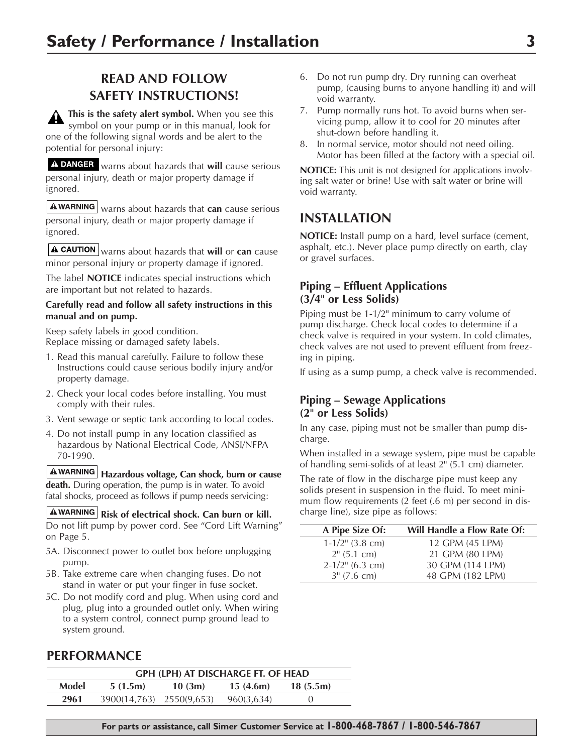# Safety / Performance / Installation

## READ AND FOLLOW SAFETY INSTRUCTIONS!

**This is the safety alert symbol.** When you see this symbol on your pump or in this manual, look for one of the following signal words and be alert to the potential for personal injury:

**DANGER** warns about hazards that **will** cause serious personal injury, death or major property damage if ignored.

**WARNING** warns about hazards that **can** cause serious personal injury, death or major property damage if ignored.

**CAUTION** warns about hazards that **will** or **can** cause minor personal injury or property damage if ignored.

The label **NOTICE** indicates special instructions which are important but not related to hazards.

**Carefully read and follow all safety instructions in this manual and on pump.**

Keep safety labels in good condition.
Replace missing or damaged safety labels.

1. Read this manual carefully. Failure to follow these Instructions could cause serious bodily injury and/or property damage.
2. Check your local codes before installing. You must comply with their rules.
3. Vent sewage or septic tank according to local codes.
4. Do not install pump in any location classified as hazardous by National Electrical Code, ANSI/NFPA 70-1990.

**WARNING** **Hazardous voltage, Can shock, burn or cause death.** During operation, the pump is in water. To avoid fatal shocks, proceed as follows if pump needs servicing:

**WARNING** **Risk of electrical shock. Can burn or kill.** Do not lift pump by power cord. See "Cord Lift Warning" on Page 5.

5A. Disconnect power to outlet box before unplugging pump.
5B. Take extreme care when changing fuses. Do not stand in water or put your finger in fuse socket.
5C. Do not modify cord and plug. When using cord and plug, plug into a grounded outlet only. When wiring to a system control, connect pump ground lead to system ground.

6. Do not run pump dry. Dry running can overheat pump, (causing burns to anyone handling it) and will void warranty.
7. Pump normally runs hot. To avoid burns when servicing pump, allow it to cool for 20 minutes after shut-down before handling it.
8. In normal service, motor should not need oiling. Motor has been filled at the factory with a special oil.

**NOTICE:** This unit is not designed for applications involving salt water or brine! Use with salt water or brine will void warranty.

## PERFORMANCE

| | GPH (LPH) AT DISCHARGE FT. OF HEAD | | | |
|---|---|---|---|---|
| **Model** | **5 (1.5m)** | **10 (3m)** | **15 (4.6m)** | **18 (5.5m)** |
| **2961** | 3900(14,763) | 2550(9,653) | 960(3,634) | 0 |

## INSTALLATION

**NOTICE:** Install pump on a hard, level surface (cement, asphalt, etc.). Never place pump directly on earth, clay or gravel surfaces.

### Piping – Effluent Applications (3/4" or Less Solids)

Piping must be 1-1/2" minimum to carry volume of pump discharge. Check local codes to determine if a check valve is required in your system. In cold climates, check valves are not used to prevent effluent from freezing in piping.

If using as a sump pump, a check valve is recommended.

### Piping – Sewage Applications (2" or Less Solids)

In any case, piping must not be smaller than pump discharge.

When installed in a sewage system, pipe must be capable of handling semi-solids of at least 2" (5.1 cm) diameter.

The rate of flow in the discharge pipe must keep any solids present in suspension in the fluid. To meet minimum flow requirements (2 feet (.6 m) per second in discharge line), size pipe as follows:

| A Pipe Size Of: | Will Handle a Flow Rate Of: |
|---|---|
| 1-1/2" (3.8 cm) | 12 GPM (45 LPM) |
| 2" (5.1 cm) | 21 GPM (80 LPM) |
| 2-1/2" (6.3 cm) | 30 GPM (114 LPM) |
| 3" (7.6 cm) | 48 GPM (182 LPM) |

For parts or assistance, call Simer Customer Service at **1-800-468-7867 / 1-800-546-7867**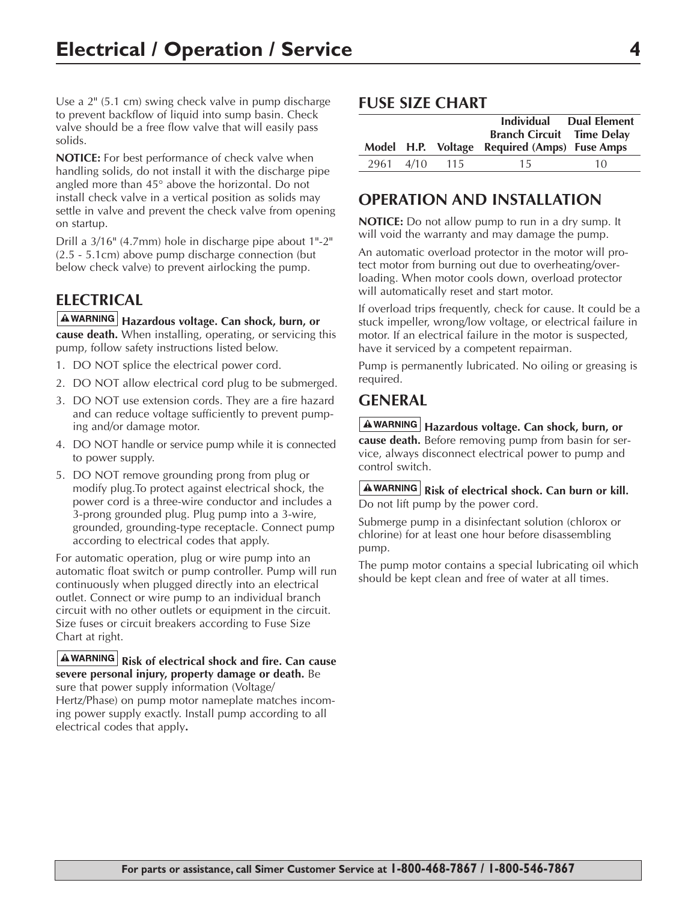# Electrical / Operation / Service

Use a 2" (5.1 cm) swing check valve in pump discharge to prevent backflow of liquid into sump basin. Check valve should be a free flow valve that will easily pass solids.

**NOTICE:** For best performance of check valve when handling solids, do not install it with the discharge pipe angled more than 45° above the horizontal. Do not install check valve in a vertical position as solids may settle in valve and prevent the check valve from opening on startup.

Drill a 3/16" (4.7mm) hole in discharge pipe about 1"-2" (2.5 - 5.1cm) above pump discharge connection (but below check valve) to prevent airlocking the pump.

## ELECTRICAL

**⚠WARNING Hazardous voltage. Can shock, burn, or cause death.** When installing, operating, or servicing this pump, follow safety instructions listed below.

1. DO NOT splice the electrical power cord.
2. DO NOT allow electrical cord plug to be submerged.
3. DO NOT use extension cords. They are a fire hazard and can reduce voltage sufficiently to prevent pumping and/or damage motor.
4. DO NOT handle or service pump while it is connected to power supply.
5. DO NOT remove grounding prong from plug or modify plug.To protect against electrical shock, the power cord is a three-wire conductor and includes a 3-prong grounded plug. Plug pump into a 3-wire, grounded, grounding-type receptacle. Connect pump according to electrical codes that apply.

For automatic operation, plug or wire pump into an automatic float switch or pump controller. Pump will run continuously when plugged directly into an electrical outlet. Connect or wire pump to an individual branch circuit with no other outlets or equipment in the circuit. Size fuses or circuit breakers according to Fuse Size Chart at right.

**⚠WARNING Risk of electrical shock and fire. Can cause severe personal injury, property damage or death.** Be sure that power supply information (Voltage/ Hertz/Phase) on pump motor nameplate matches incoming power supply exactly. Install pump according to all electrical codes that apply**.**

## FUSE SIZE CHART

| Model | H.P. | Voltage | Individual Branch Circuit Required (Amps) | Dual Element Time Delay Fuse Amps |
|---|---|---|---|---|
| 2961 | 4/10 | 115 | 15 | 10 |

## OPERATION AND INSTALLATION

**NOTICE:** Do not allow pump to run in a dry sump. It will void the warranty and may damage the pump.

An automatic overload protector in the motor will protect motor from burning out due to overheating/overloading. When motor cools down, overload protector will automatically reset and start motor.

If overload trips frequently, check for cause. It could be a stuck impeller, wrong/low voltage, or electrical failure in motor. If an electrical failure in the motor is suspected, have it serviced by a competent repairman.

Pump is permanently lubricated. No oiling or greasing is required.

## GENERAL

**⚠WARNING Hazardous voltage. Can shock, burn, or cause death.** Before removing pump from basin for service, always disconnect electrical power to pump and control switch.

**⚠WARNING Risk of electrical shock. Can burn or kill.** Do not lift pump by the power cord.

Submerge pump in a disinfectant solution (chlorox or chlorine) for at least one hour before disassembling pump.

The pump motor contains a special lubricating oil which should be kept clean and free of water at all times.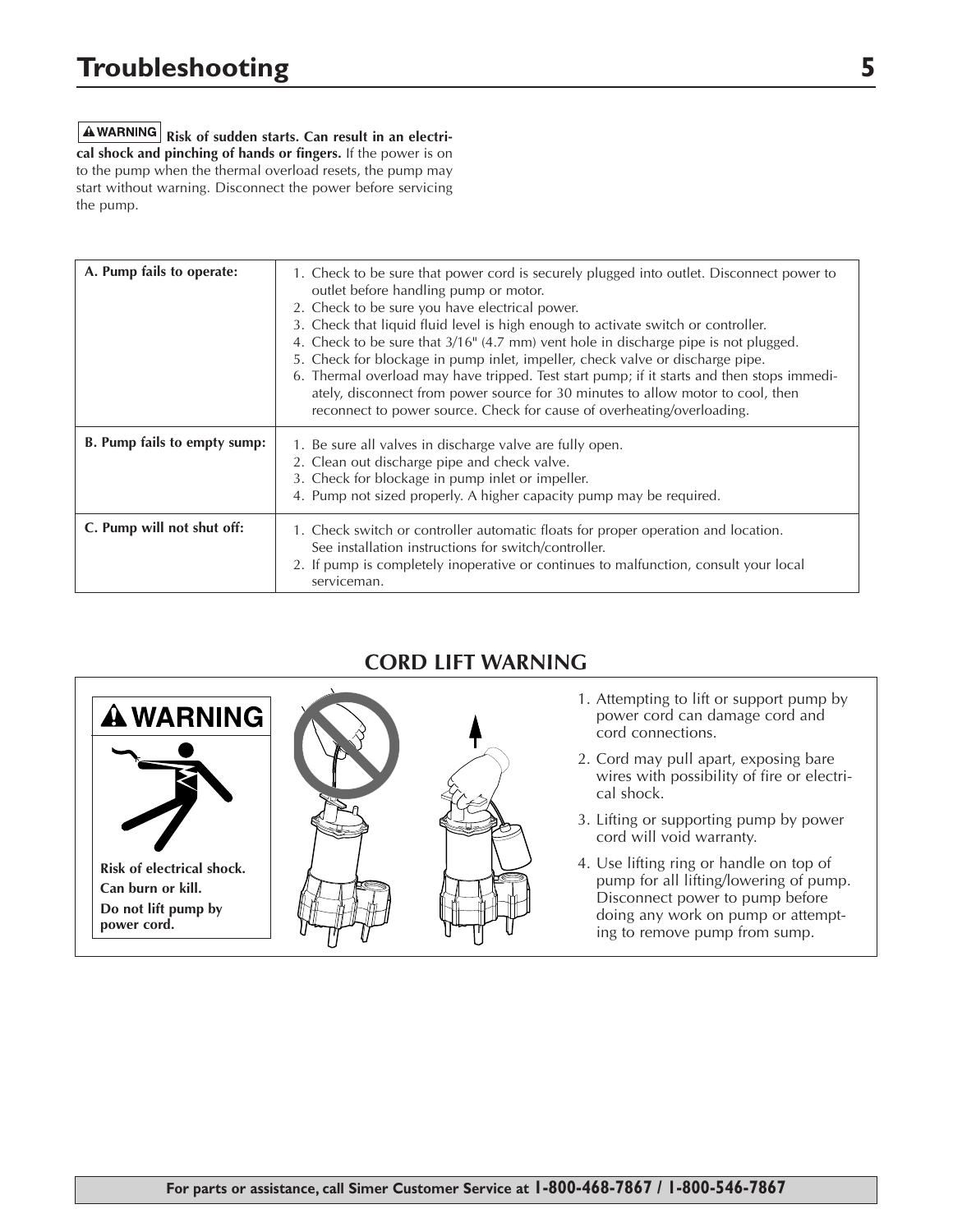# Troubleshooting

**⚠WARNING Risk of sudden starts. Can result in an electrical shock and pinching of hands or fingers.** If the power is on to the pump when the thermal overload resets, the pump may start without warning. Disconnect the power before servicing the pump.

| | |
|---|---|
| **A. Pump fails to operate:** | 1. Check to be sure that power cord is securely plugged into outlet. Disconnect power to outlet before handling pump or motor.<br>2. Check to be sure you have electrical power.<br>3. Check that liquid fluid level is high enough to activate switch or controller.<br>4. Check to be sure that 3/16" (4.7 mm) vent hole in discharge pipe is not plugged.<br>5. Check for blockage in pump inlet, impeller, check valve or discharge pipe.<br>6. Thermal overload may have tripped. Test start pump; if it starts and then stops immediately, disconnect from power source for 30 minutes to allow motor to cool, then reconnect to power source. Check for cause of overheating/overloading. |
| **B. Pump fails to empty sump:** | 1. Be sure all valves in discharge valve are fully open.<br>2. Clean out discharge pipe and check valve.<br>3. Check for blockage in pump inlet or impeller.<br>4. Pump not sized properly. A higher capacity pump may be required. |
| **C. Pump will not shut off:** | 1. Check switch or controller automatic floats for proper operation and location. See installation instructions for switch/controller.<br>2. If pump is completely inoperative or continues to malfunction, consult your local serviceman. |

## CORD LIFT WARNING

**⚠WARNING**

**Risk of electrical shock.**
**Can burn or kill.**
**Do not lift pump by power cord.**

1. Attempting to lift or support pump by power cord can damage cord and cord connections.
2. Cord may pull apart, exposing bare wires with possibility of fire or electrical shock.
3. Lifting or supporting pump by power cord will void warranty.
4. Use lifting ring or handle on top of pump for all lifting/lowering of pump. Disconnect power to pump before doing any work on pump or attempting to remove pump from sump.

**For parts or assistance, call Simer Customer Service at 1-800-468-7867 / 1-800-546-7867**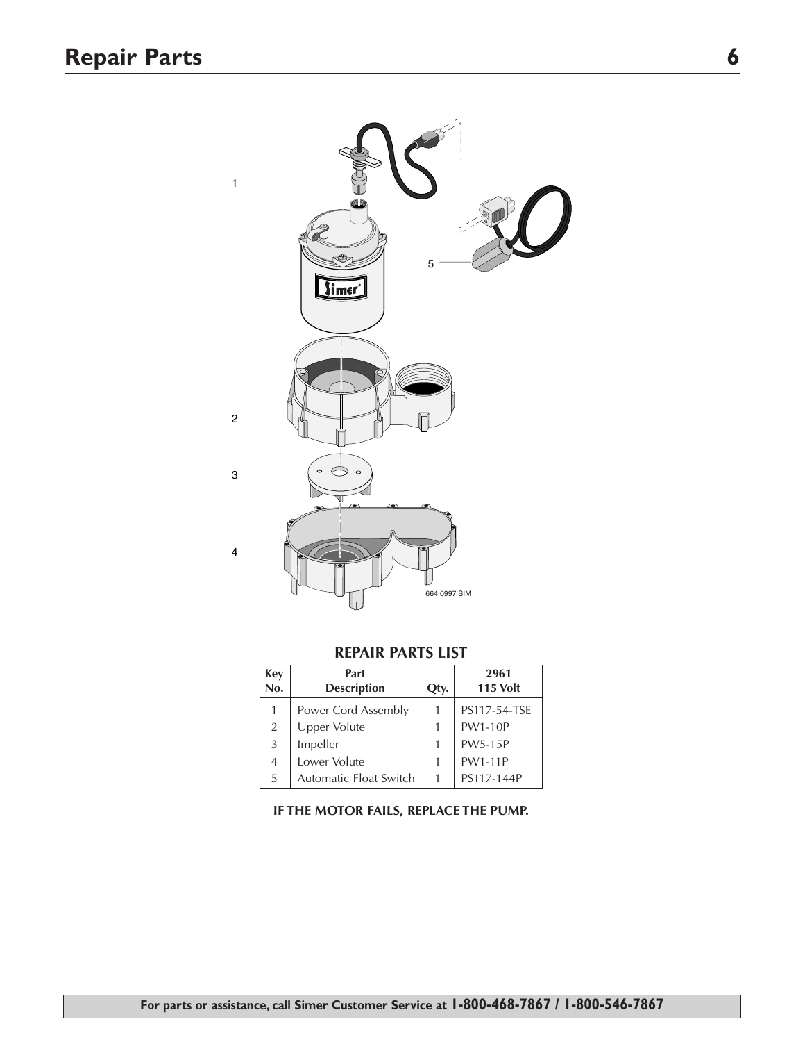# Repair Parts

1

5

2

3

4

664 0997 SIM

## REPAIR PARTS LIST

| Key No. | Part Description | Qty. | 2961 115 Volt |
|---|---|---|---|
| 1 | Power Cord Assembly | 1 | PS117-54-TSE |
| 2 | Upper Volute | 1 | PW1-10P |
| 3 | Impeller | 1 | PW5-15P |
| 4 | Lower Volute | 1 | PW1-11P |
| 5 | Automatic Float Switch | 1 | PS117-144P |

**IF THE MOTOR FAILS, REPLACE THE PUMP.**

**For parts or assistance, call Simer Customer Service at 1-800-468-7867 / 1-800-546-7867**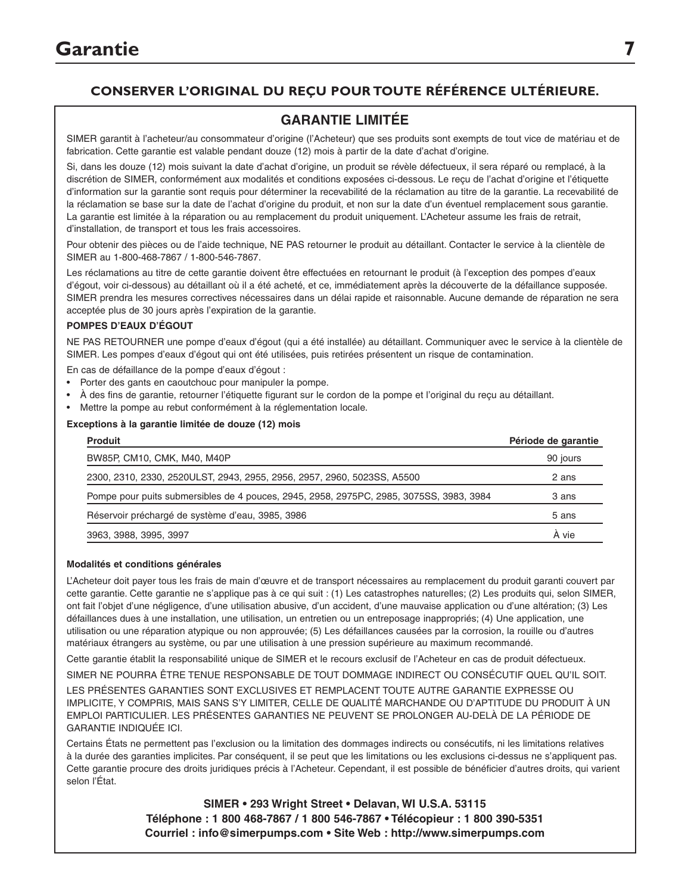# Garantie

**CONSERVER L'ORIGINAL DU REÇU POUR TOUTE RÉFÉRENCE ULTÉRIEURE.**

## GARANTIE LIMITÉE

SIMER garantit à l'acheteur/au consommateur d'origine (l'Acheteur) que ses produits sont exempts de tout vice de matériau et de fabrication. Cette garantie est valable pendant douze (12) mois à partir de la date d'achat d'origine.

Si, dans les douze (12) mois suivant la date d'achat d'origine, un produit se révèle défectueux, il sera réparé ou remplacé, à la discrétion de SIMER, conformément aux modalités et conditions exposées ci-dessous. Le reçu de l'achat d'origine et l'étiquette d'information sur la garantie sont requis pour déterminer la recevabilité de la réclamation au titre de la garantie. La recevabilité de la réclamation se base sur la date de l'achat d'origine du produit, et non sur la date d'un éventuel remplacement sous garantie. La garantie est limitée à la réparation ou au remplacement du produit uniquement. L'Acheteur assume les frais de retrait, d'installation, de transport et tous les frais accessoires.

Pour obtenir des pièces ou de l'aide technique, NE PAS retourner le produit au détaillant. Contacter le service à la clientèle de SIMER au 1-800-468-7867 / 1-800-546-7867.

Les réclamations au titre de cette garantie doivent être effectuées en retournant le produit (à l'exception des pompes d'eaux d'égout, voir ci-dessous) au détaillant où il a été acheté, et ce, immédiatement après la découverte de la défaillance supposée. SIMER prendra les mesures correctives nécessaires dans un délai rapide et raisonnable. Aucune demande de réparation ne sera acceptée plus de 30 jours après l'expiration de la garantie.

**POMPES D'EAUX D'ÉGOUT**

NE PAS RETOURNER une pompe d'eaux d'égout (qui a été installée) au détaillant. Communiquer avec le service à la clientèle de SIMER. Les pompes d'eaux d'égout qui ont été utilisées, puis retirées présentent un risque de contamination.

En cas de défaillance de la pompe d'eaux d'égout :

- Porter des gants en caoutchouc pour manipuler la pompe.
- À des fins de garantie, retourner l'étiquette figurant sur le cordon de la pompe et l'original du reçu au détaillant.
- Mettre la pompe au rebut conformément à la réglementation locale.

**Exceptions à la garantie limitée de douze (12) mois**

| Produit | Période de garantie |
|---|---|
| BW85P, CM10, CMK, M40, M40P | 90 jours |
| 2300, 2310, 2330, 2520ULST, 2943, 2955, 2956, 2957, 2960, 5023SS, A5500 | 2 ans |
| Pompe pour puits submersibles de 4 pouces, 2945, 2958, 2975PC, 2985, 3075SS, 3983, 3984 | 3 ans |
| Réservoir préchargé de système d'eau, 3985, 3986 | 5 ans |
| 3963, 3988, 3995, 3997 | À vie |

**Modalités et conditions générales**

L'Acheteur doit payer tous les frais de main d'œuvre et de transport nécessaires au remplacement du produit garanti couvert par cette garantie. Cette garantie ne s'applique pas à ce qui suit : (1) Les catastrophes naturelles; (2) Les produits qui, selon SIMER, ont fait l'objet d'une négligence, d'une utilisation abusive, d'un accident, d'une mauvaise application ou d'une altération; (3) Les défaillances dues à une installation, une utilisation, un entretien ou un entreposage inappropriés; (4) Une application, une utilisation ou une réparation atypique ou non approuvée; (5) Les défaillances causées par la corrosion, la rouille ou d'autres matériaux étrangers au système, ou par une utilisation à une pression supérieure au maximum recommandé.

Cette garantie établit la responsabilité unique de SIMER et le recours exclusif de l'Acheteur en cas de produit défectueux.

SIMER NE POURRA ÊTRE TENUE RESPONSABLE DE TOUT DOMMAGE INDIRECT OU CONSÉCUTIF QUEL QU'IL SOIT.

LES PRÉSENTES GARANTIES SONT EXCLUSIVES ET REMPLACENT TOUTE AUTRE GARANTIE EXPRESSE OU IMPLICITE, Y COMPRIS, MAIS SANS S'Y LIMITER, CELLE DE QUALITÉ MARCHANDE OU D'APTITUDE DU PRODUIT À UN EMPLOI PARTICULIER. LES PRÉSENTES GARANTIES NE PEUVENT SE PROLONGER AU-DELÀ DE LA PÉRIODE DE GARANTIE INDIQUÉE ICI.

Certains États ne permettent pas l'exclusion ou la limitation des dommages indirects ou consécutifs, ni les limitations relatives à la durée des garanties implicites. Par conséquent, il se peut que les limitations ou les exclusions ci-dessus ne s'appliquent pas. Cette garantie procure des droits juridiques précis à l'Acheteur. Cependant, il est possible de bénéficier d'autres droits, qui varient selon l'État.

**SIMER • 293 Wright Street • Delavan, WI U.S.A. 53115**
**Téléphone : 1 800 468-7867 / 1 800 546-7867 • Télécopieur : 1 800 390-5351**
**Courriel : info@simerpumps.com • Site Web : http://www.simerpumps.com**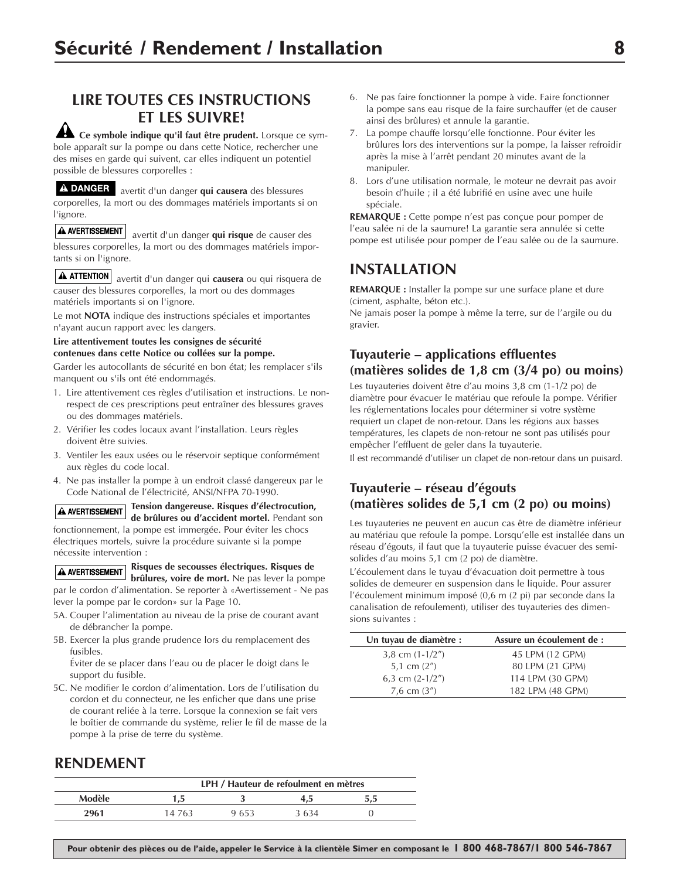# Sécurité / Rendement / Installation

## LIRE TOUTES CES INSTRUCTIONS ET LES SUIVRE!

⚠ **Ce symbole indique qu'il faut être prudent.** Lorsque ce symbole apparaît sur la pompe ou dans cette Notice, rechercher une des mises en garde qui suivent, car elles indiquent un potentiel possible de blessures corporelles :

**⚠ DANGER** avertit d'un danger **qui causera** des blessures corporelles, la mort ou des dommages matériels importants si on l'ignore.

**⚠ AVERTISSEMENT** avertit d'un danger **qui risque** de causer des blessures corporelles, la mort ou des dommages matériels importants si on l'ignore.

**⚠ ATTENTION** avertit d'un danger qui **causera** ou qui risquera de causer des blessures corporelles, la mort ou des dommages matériels importants si on l'ignore.

Le mot **NOTA** indique des instructions spéciales et importantes n'ayant aucun rapport avec les dangers.

**Lire attentivement toutes les consignes de sécurité contenues dans cette Notice ou collées sur la pompe.**

Garder les autocollants de sécurité en bon état; les remplacer s'ils manquent ou s'ils ont été endommagés.

1. Lire attentivement ces règles d'utilisation et instructions. Le non-respect de ces prescriptions peut entraîner des blessures graves ou des dommages matériels.
2. Vérifier les codes locaux avant l'installation. Leurs règles doivent être suivies.
3. Ventiler les eaux usées ou le réservoir septique conformément aux règles du code local.
4. Ne pas installer la pompe à un endroit classé dangereux par le Code National de l'électricité, ANSI/NFPA 70-1990.

**⚠ AVERTISSEMENT** **Tension dangereuse. Risques d'électrocution, de brûlures ou d'accident mortel.** Pendant son fonctionnement, la pompe est immergée. Pour éviter les chocs électriques mortels, suivre la procédure suivante si la pompe nécessite intervention :

**⚠ AVERTISSEMENT** **Risques de secousses électriques. Risques de brûlures, voire de mort.** Ne pas lever la pompe par le cordon d'alimentation. Se reporter à «Avertissement - Ne pas lever la pompe par le cordon» sur la Page 10.

5A. Couper l'alimentation au niveau de la prise de courant avant de débrancher la pompe.

5B. Exercer la plus grande prudence lors du remplacement des fusibles.
Éviter de se placer dans l'eau ou de placer le doigt dans le support du fusible.

5C. Ne modifier le cordon d'alimentation. Lors de l'utilisation du cordon et du connecteur, ne les enficher que dans une prise de courant reliée à la terre. Lorsque la connexion se fait vers le boîtier de commande du système, relier le fil de masse de la pompe à la prise de terre du système.

6. Ne pas faire fonctionner la pompe à vide. Faire fonctionner la pompe sans eau risque de la faire surchauffer (et de causer ainsi des brûlures) et annule la garantie.
7. La pompe chauffe lorsqu'elle fonctionne. Pour éviter les brûlures lors des interventions sur la pompe, la laisser refroidir après la mise à l'arrêt pendant 20 minutes avant de la manipuler.
8. Lors d'une utilisation normale, le moteur ne devrait pas avoir besoin d'huile ; il a été lubrifié en usine avec une huile spéciale.

**REMARQUE :** Cette pompe n'est pas conçue pour pomper de l'eau salée ni de la saumure! La garantie sera annulée si cette pompe est utilisée pour pomper de l'eau salée ou de la saumure.

## INSTALLATION

**REMARQUE :** Installer la pompe sur une surface plane et dure (ciment, asphalte, béton etc.).
Ne jamais poser la pompe à même la terre, sur de l'argile ou du gravier.

### Tuyauterie – applications effluentes (matières solides de 1,8 cm (3/4 po) ou moins)

Les tuyauteries doivent être d'au moins 3,8 cm (1-1/2 po) de diamètre pour évacuer le matériau que refoule la pompe. Vérifier les réglementations locales pour déterminer si votre système requiert un clapet de non-retour. Dans les régions aux basses températures, les clapets de non-retour ne sont pas utilisés pour empêcher l'effluent de geler dans la tuyauterie.
Il est recommandé d'utiliser un clapet de non-retour dans un puisard.

### Tuyauterie – réseau d'égouts (matières solides de 5,1 cm (2 po) ou moins)

Les tuyauteries ne peuvent en aucun cas être de diamètre inférieur au matériau que refoule la pompe. Lorsqu'elle est installée dans un réseau d'égouts, il faut que la tuyauterie puisse évacuer des semi-solides d'au moins 5,1 cm (2 po) de diamètre.

L'écoulement dans le tuyau d'évacuation doit permettre à tous solides de demeurer en suspension dans le liquide. Pour assurer l'écoulement minimum imposé (0,6 m (2 pi) par seconde dans la canalisation de refoulement), utiliser des tuyauteries des dimensions suivantes :

| Un tuyau de diamètre : | Assure un écoulement de : |
|---|---|
| 3,8 cm (1-1/2") | 45 LPM (12 GPM) |
| 5,1 cm (2") | 80 LPM (21 GPM) |
| 6,3 cm (2-1/2") | 114 LPM (30 GPM) |
| 7,6 cm (3") | 182 LPM (48 GPM) |

## RENDEMENT

| | LPH / Hauteur de refoulment en mètres | | | |
|---|---|---|---|---|
| **Modèle** | **1,5** | **3** | **4,5** | **5,5** |
| **2961** | 14 763 | 9 653 | 3 634 | 0 |

**Pour obtenir des pièces ou de l'aide, appeler le Service à la clientèle Simer en composant le 1 800 468-7867/1 800 546-7867**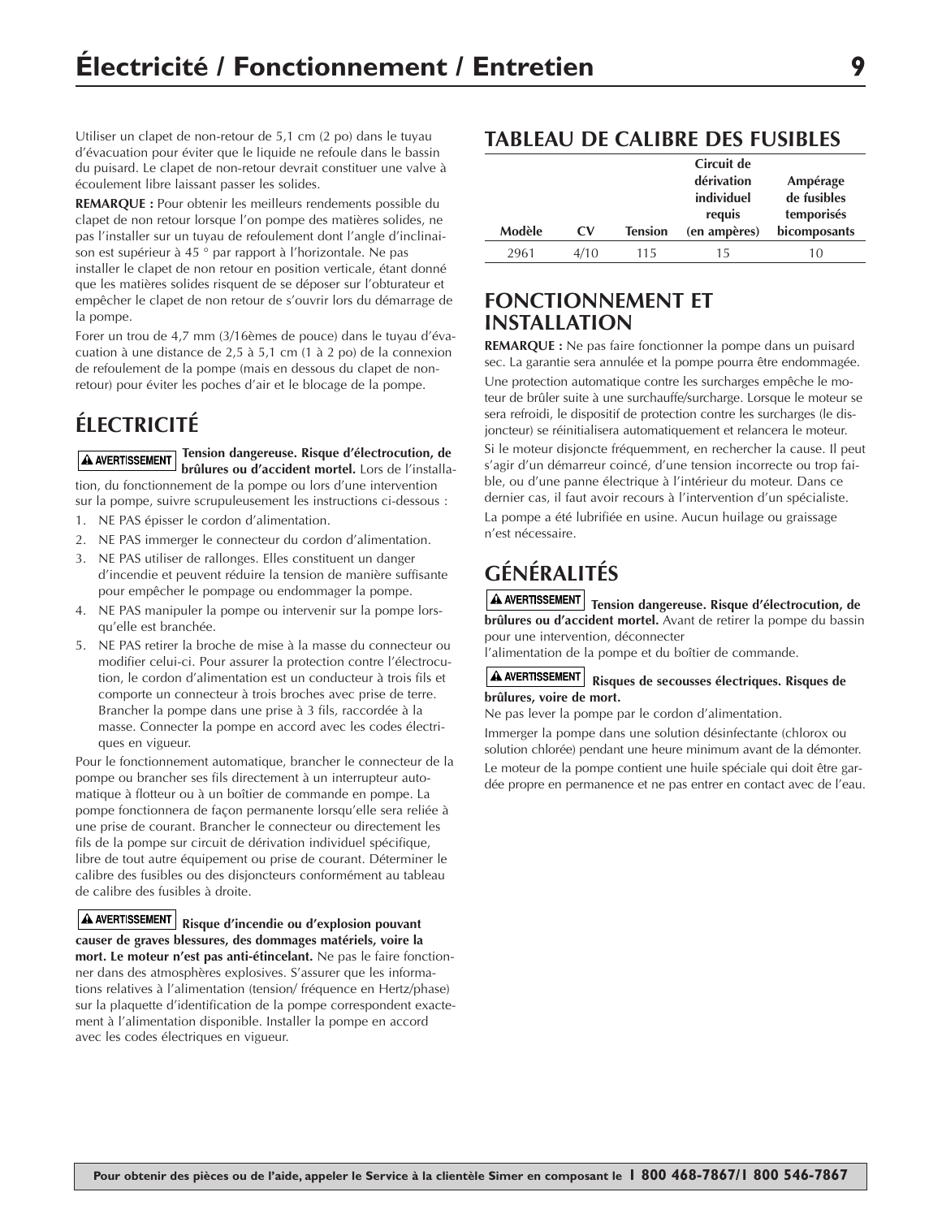Utiliser un clapet de non-retour de 5,1 cm (2 po) dans le tuyau d'évacuation pour éviter que le liquide ne refoule dans le bassin du puisard. Le clapet de non-retour devrait constituer une valve à écoulement libre laissant passer les solides.

**REMARQUE :** Pour obtenir les meilleurs rendements possible du clapet de non retour lorsque l'on pompe des matières solides, ne pas l'installer sur un tuyau de refoulement dont l'angle d'inclinaison est supérieur à 45 ° par rapport à l'horizontale. Ne pas installer le clapet de non retour en position verticale, étant donné que les matières solides risquent de se déposer sur l'obturateur et empêcher le clapet de non retour de s'ouvrir lors du démarrage de la pompe.

Forer un trou de 4,7 mm (3/16èmes de pouce) dans le tuyau d'évacuation à une distance de 2,5 à 5,1 cm (1 à 2 po) de la connexion de refoulement de la pompe (mais en dessous du clapet de non-retour) pour éviter les poches d'air et le blocage de la pompe.

## ÉLECTRICITÉ

**⚠ AVERTISSEMENT** **Tension dangereuse. Risque d'électrocution, de brûlures ou d'accident mortel.** Lors de l'installation, du fonctionnement de la pompe ou lors d'une intervention sur la pompe, suivre scrupuleusement les instructions ci-dessous :

1. NE PAS épisser le cordon d'alimentation.
2. NE PAS immerger le connecteur du cordon d'alimentation.
3. NE PAS utiliser de rallonges. Elles constituent un danger d'incendie et peuvent réduire la tension de manière suffisante pour empêcher le pompage ou endommager la pompe.
4. NE PAS manipuler la pompe ou intervenir sur la pompe lorsqu'elle est branchée.
5. NE PAS retirer la broche de mise à la masse du connecteur ou modifier celui-ci. Pour assurer la protection contre l'électrocution, le cordon d'alimentation est un conducteur à trois fils et comporte un connecteur à trois broches avec prise de terre. Brancher la pompe dans une prise à 3 fils, raccordée à la masse. Connecter la pompe en accord avec les codes électriques en vigueur.

Pour le fonctionnement automatique, brancher le connecteur de la pompe ou brancher ses fils directement à un interrupteur automatique à flotteur ou à un boîtier de commande en pompe. La pompe fonctionnera de façon permanente lorsqu'elle sera reliée à une prise de courant. Brancher le connecteur ou directement les fils de la pompe sur circuit de dérivation individuel spécifique, libre de tout autre équipement ou prise de courant. Déterminer le calibre des fusibles ou des disjoncteurs conformément au tableau de calibre des fusibles à droite.

**⚠ AVERTISSEMENT** **Risque d'incendie ou d'explosion pouvant causer de graves blessures, des dommages matériels, voire la mort. Le moteur n'est pas anti-étincelant.** Ne pas le faire fonctionner dans des atmosphères explosives. S'assurer que les informations relatives à l'alimentation (tension/ fréquence en Hertz/phase) sur la plaquette d'identification de la pompe correspondent exactement à l'alimentation disponible. Installer la pompe en accord avec les codes électriques en vigueur.

## TABLEAU DE CALIBRE DES FUSIBLES

| Modèle | CV | Tension | Circuit de dérivation individuel requis (en ampères) | Ampérage de fusibles temporisés bicomposants |
|---|---|---|---|---|
| 2961 | 4/10 | 115 | 15 | 10 |

## FONCTIONNEMENT ET INSTALLATION

**REMARQUE :** Ne pas faire fonctionner la pompe dans un puisard sec. La garantie sera annulée et la pompe pourra être endommagée.

Une protection automatique contre les surcharges empêche le moteur de brûler suite à une surchauffe/surcharge. Lorsque le moteur se sera refroidi, le dispositif de protection contre les surcharges (le disjoncteur) se réinitialisera automatiquement et relancera le moteur.

Si le moteur disjoncte fréquemment, en rechercher la cause. Il peut s'agir d'un démarreur coincé, d'une tension incorrecte ou trop faible, ou d'une panne électrique à l'intérieur du moteur. Dans ce dernier cas, il faut avoir recours à l'intervention d'un spécialiste.

La pompe a été lubrifiée en usine. Aucun huilage ou graissage n'est nécessaire.

## GÉNÉRALITÉS

**⚠ AVERTISSEMENT** **Tension dangereuse. Risque d'électrocution, de brûlures ou d'accident mortel.** Avant de retirer la pompe du bassin pour une intervention, déconnecter l'alimentation de la pompe et du boîtier de commande.

**⚠ AVERTISSEMENT** **Risques de secousses électriques. Risques de brûlures, voire de mort.**

Ne pas lever la pompe par le cordon d'alimentation.

Immerger la pompe dans une solution désinfectante (chlorox ou solution chlorée) pendant une heure minimum avant de la démonter.

Le moteur de la pompe contient une huile spéciale qui doit être gardée propre en permanence et ne pas entrer en contact avec de l'eau.

Pour obtenir des pièces ou de l'aide, appeler le Service à la clientèle Simer en composant le **1 800 468-7867/1 800 546-7867**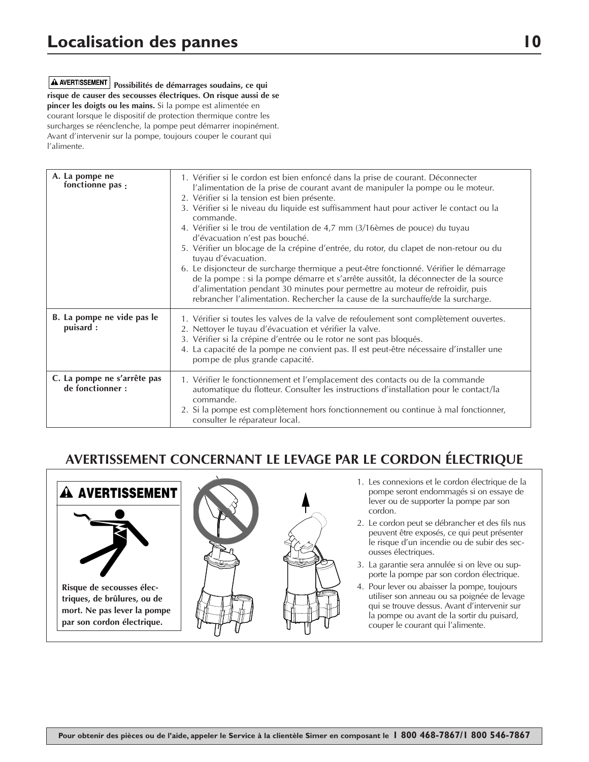# Localisation des pannes

**⚠ AVERTISSEMENT Possibilités de démarrages soudains, ce qui risque de causer des secousses électriques. On risque aussi de se pincer les doigts ou les mains.** Si la pompe est alimentée en courant lorsque le dispositif de protection thermique contre les surcharges se réenclenche, la pompe peut démarrer inopinément. Avant d'intervenir sur la pompe, toujours couper le courant qui l'alimente.

| | |
|---|---|
| **A. La pompe ne fonctionne pas :** | 1. Vérifier si le cordon est bien enfoncé dans la prise de courant. Déconnecter l'alimentation de la prise de courant avant de manipuler la pompe ou le moteur.<br>2. Vérifier si la tension est bien présente.<br>3. Vérifier si le niveau du liquide est suffisamment haut pour activer le contact ou la commande.<br>4. Vérifier si le trou de ventilation de 4,7 mm (3/16èmes de pouce) du tuyau d'évacuation n'est pas bouché.<br>5. Vérifier un blocage de la crépine d'entrée, du rotor, du clapet de non-retour ou du tuyau d'évacuation.<br>6. Le disjoncteur de surcharge thermique a peut-être fonctionné. Vérifier le démarrage de la pompe : si la pompe démarre et s'arrête aussitôt, la déconnecter de la source d'alimentation pendant 30 minutes pour permettre au moteur de refroidir, puis rebrancher l'alimentation. Rechercher la cause de la surchauffe/de la surcharge. |
| **B. La pompe ne vide pas le puisard :** | 1. Vérifier si toutes les valves de la valve de refoulement sont complètement ouvertes.<br>2. Nettoyer le tuyau d'évacuation et vérifier la valve.<br>3. Vérifier si la crépine d'entrée ou le rotor ne sont pas bloqués.<br>4. La capacité de la pompe ne convient pas. Il est peut-être nécessaire d'installer une pompe de plus grande capacité. |
| **C. La pompe ne s'arrête pas de fonctionner :** | 1. Vérifier le fonctionnement et l'emplacement des contacts ou de la commande automatique du flotteur. Consulter les instructions d'installation pour le contact/la commande.<br>2. Si la pompe est complètement hors fonctionnement ou continue à mal fonctionner, consulter le réparateur local. |

## AVERTISSEMENT CONCERNANT LE LEVAGE PAR LE CORDON ÉLECTRIQUE

**⚠ AVERTISSEMENT**

**Risque de secousses électriques, de brûlures, ou de mort. Ne pas lever la pompe par son cordon électrique.**

1. Les connexions et le cordon électrique de la pompe seront endommagés si on essaye de lever ou de supporter la pompe par son cordon.
2. Le cordon peut se débrancher et des fils nus peuvent être exposés, ce qui peut présenter le risque d'un incendie ou de subir des secousses électriques.
3. La garantie sera annulée si on lève ou supporte la pompe par son cordon électrique.
4. Pour lever ou abaisser la pompe, toujours utiliser son anneau ou sa poignée de levage qui se trouve dessus. Avant d'intervenir sur la pompe ou avant de la sortir du puisard, couper le courant qui l'alimente.

**Pour obtenir des pièces ou de l'aide, appeler le Service à la clientèle Simer en composant le 1 800 468-7867/1 800 546-7867**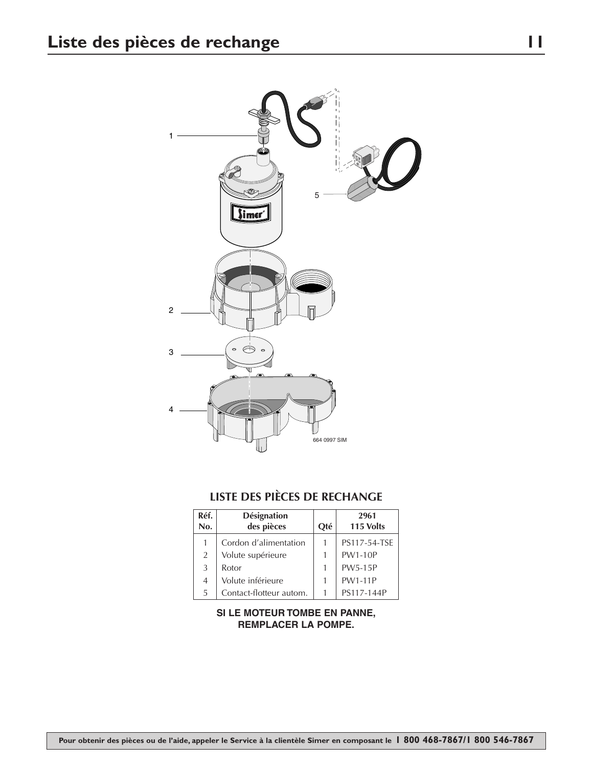# Liste des pièces de rechange

1

5

2

3

4

664 0997 SIM

## LISTE DES PIÈCES DE RECHANGE

| Réf. No. | Désignation des pièces | Qté | 2961 115 Volts |
|---|---|---|---|
| 1 | Cordon d'alimentation | 1 | PS117-54-TSE |
| 2 | Volute supérieure | 1 | PW1-10P |
| 3 | Rotor | 1 | PW5-15P |
| 4 | Volute inférieure | 1 | PW1-11P |
| 5 | Contact-flotteur autom. | 1 | PS117-144P |

**SI LE MOTEUR TOMBE EN PANNE, REMPLACER LA POMPE.**

**Pour obtenir des pièces ou de l'aide, appeler le Service à la clientèle Simer en composant le 1 800 468-7867/1 800 546-7867**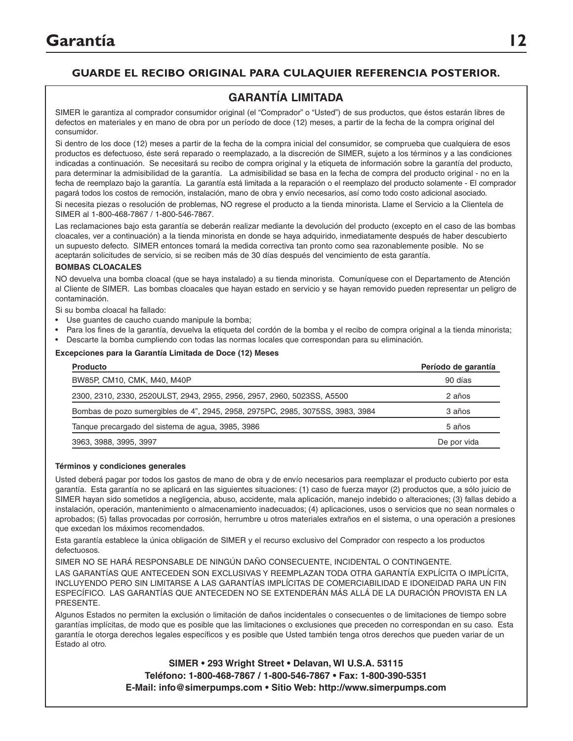# Garantía

**GUARDE EL RECIBO ORIGINAL PARA CULAQUIER REFERENCIA POSTERIOR.**

## GARANTÍA LIMITADA

SIMER le garantiza al comprador consumidor original (el "Comprador" o "Usted") de sus productos, que éstos estarán libres de defectos en materiales y en mano de obra por un período de doce (12) meses, a partir de la fecha de la compra original del consumidor.

Si dentro de los doce (12) meses a partir de la fecha de la compra inicial del consumidor, se comprueba que cualquiera de esos productos es defectuoso, éste será reparado o reemplazado, a la discreción de SIMER, sujeto a los términos y a las condiciones indicadas a continuación. Se necesitará su recibo de compra original y la etiqueta de información sobre la garantía del producto, para determinar la admisibilidad de la garantía. La admisibilidad se basa en la fecha de compra del producto original - no en la fecha de reemplazo bajo la garantía. La garantía está limitada a la reparación o el reemplazo del producto solamente - El comprador pagará todos los costos de remoción, instalación, mano de obra y envío necesarios, así como todo costo adicional asociado.

Si necesita piezas o resolución de problemas, NO regrese el producto a la tienda minorista. Llame el Servicio a la Clientela de SIMER al 1-800-468-7867 / 1-800-546-7867.

Las reclamaciones bajo esta garantía se deberán realizar mediante la devolución del producto (excepto en el caso de las bombas cloacales, ver a continuación) a la tienda minorista en donde se haya adquirido, inmediatamente después de haber descubierto un supuesto defecto. SIMER entonces tomará la medida correctiva tan pronto como sea razonablemente posible. No se aceptarán solicitudes de servicio, si se reciben más de 30 días después del vencimiento de esta garantía.

**BOMBAS CLOACALES**

NO devuelva una bomba cloacal (que se haya instalado) a su tienda minorista. Comuníquese con el Departamento de Atención al Cliente de SIMER. Las bombas cloacales que hayan estado en servicio y se hayan removido pueden representar un peligro de contaminación.

Si su bomba cloacal ha fallado:
- Use guantes de caucho cuando manipule la bomba;
- Para los fines de la garantía, devuelva la etiqueta del cordón de la bomba y el recibo de compra original a la tienda minorista;
- Descarte la bomba cumpliendo con todas las normas locales que correspondan para su eliminación.

**Excepciones para la Garantía Limitada de Doce (12) Meses**

| Producto | Período de garantía |
|---|---|
| BW85P, CM10, CMK, M40, M40P | 90 días |
| 2300, 2310, 2330, 2520ULST, 2943, 2955, 2956, 2957, 2960, 5023SS, A5500 | 2 años |
| Bombas de pozo sumergibles de 4", 2945, 2958, 2975PC, 2985, 3075SS, 3983, 3984 | 3 años |
| Tanque precargado del sistema de agua, 3985, 3986 | 5 años |
| 3963, 3988, 3995, 3997 | De por vida |

**Términos y condiciones generales**

Usted deberá pagar por todos los gastos de mano de obra y de envío necesarios para reemplazar el producto cubierto por esta garantía. Esta garantía no se aplicará en las siguientes situaciones: (1) caso de fuerza mayor (2) productos que, a sólo juicio de SIMER hayan sido sometidos a negligencia, abuso, accidente, mala aplicación, manejo indebido o alteraciones; (3) fallas debido a instalación, operación, mantenimiento o almacenamiento inadecuados; (4) aplicaciones, usos o servicios que no sean normales o aprobados; (5) fallas provocadas por corrosión, herrumbre u otros materiales extraños en el sistema, o una operación a presiones que excedan los máximos recomendados.

Esta garantía establece la única obligación de SIMER y el recurso exclusivo del Comprador con respecto a los productos defectuosos.

SIMER NO SE HARÁ RESPONSABLE DE NINGÚN DAÑO CONSECUENTE, INCIDENTAL O CONTINGENTE.

LAS GARANTÍAS QUE ANTECEDEN SON EXCLUSIVAS Y REEMPLAZAN TODA OTRA GARANTÍA EXPLÍCITA O IMPLÍCITA, INCLUYENDO PERO SIN LIMITARSE A LAS GARANTÍAS IMPLÍCITAS DE COMERCIABILIDAD E IDONEIDAD PARA UN FIN ESPECÍFICO. LAS GARANTÍAS QUE ANTECEDEN NO SE EXTENDERÁN MÁS ALLÁ DE LA DURACIÓN PROVISTA EN LA PRESENTE.

Algunos Estados no permiten la exclusión o limitación de daños incidentales o consecuentes o de limitaciones de tiempo sobre garantías implícitas, de modo que es posible que las limitaciones o exclusiones que preceden no correspondan en su caso. Esta garantía le otorga derechos legales específicos y es posible que Usted también tenga otros derechos que pueden variar de un Estado al otro.

**SIMER • 293 Wright Street • Delavan, WI U.S.A. 53115**
**Teléfono: 1-800-468-7867 / 1-800-546-7867 • Fax: 1-800-390-5351**
**E-Mail: info@simerpumps.com • Sitio Web: http://www.simerpumps.com**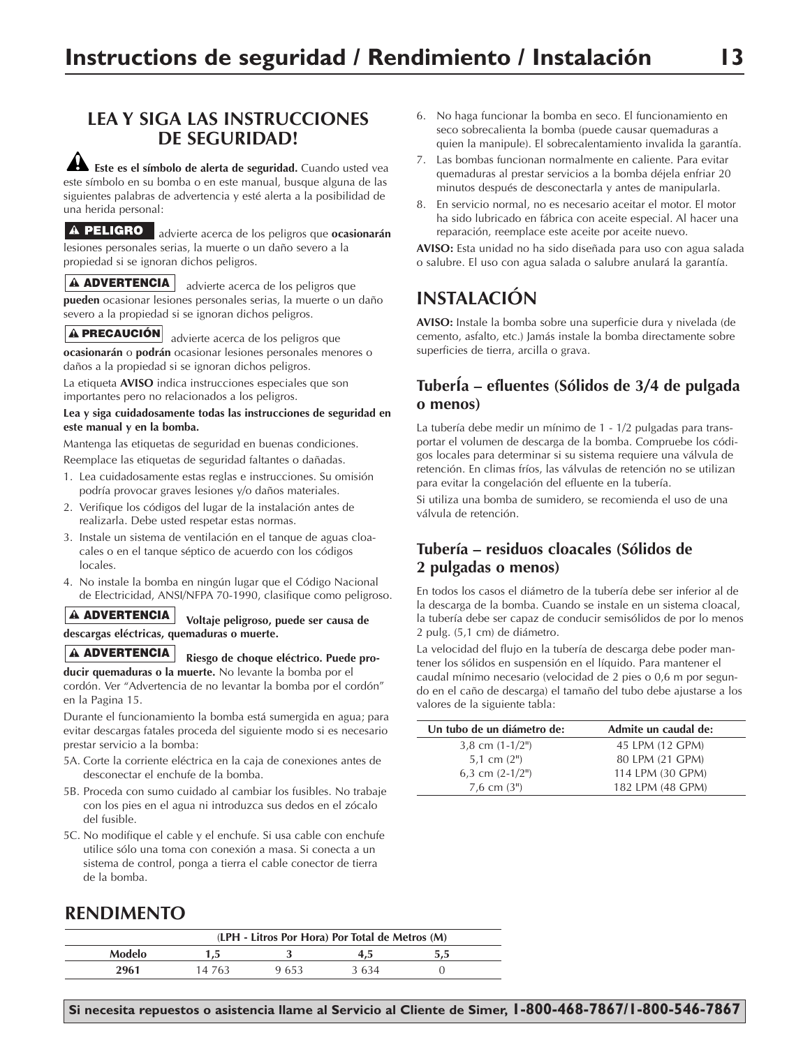# Instructions de seguridad / Rendimiento / Instalación

## LEA Y SIGA LAS INSTRUCCIONES DE SEGURIDAD!

**Este es el símbolo de alerta de seguridad.** Cuando usted vea este símbolo en su bomba o en este manual, busque alguna de las siguientes palabras de advertencia y esté alerta a la posibilidad de una herida personal:

**PELIGRO** advierte acerca de los peligros que **ocasionarán** lesiones personales serias, la muerte o un daño severo a la propiedad si se ignoran dichos peligros.

**ADVERTENCIA** advierte acerca de los peligros que **pueden** ocasionar lesiones personales serias, la muerte o un daño severo a la propiedad si se ignoran dichos peligros.

**PRECAUCIÓN** advierte acerca de los peligros que **ocasionarán** o **podrán** ocasionar lesiones personales menores o daños a la propiedad si se ignoran dichos peligros.

La etiqueta **AVISO** indica instrucciones especiales que son importantes pero no relacionados a los peligros.

**Lea y siga cuidadosamente todas las instrucciones de seguridad en este manual y en la bomba.**

Mantenga las etiquetas de seguridad en buenas condiciones.

Reemplace las etiquetas de seguridad faltantes o dañadas.

1. Lea cuidadosamente estas reglas e instrucciones. Su omisión podría provocar graves lesiones y/o daños materiales.
2. Verifique los códigos del lugar de la instalación antes de realizarla. Debe usted respetar estas normas.
3. Instale un sistema de ventilación en el tanque de aguas cloacales o en el tanque séptico de acuerdo con los códigos locales.
4. No instale la bomba en ningún lugar que el Código Nacional de Electricidad, ANSI/NFPA 70-1990, clasifique como peligroso.

**ADVERTENCIA** **Voltaje peligroso, puede ser causa de descargas eléctricas, quemaduras o muerte.**

**ADVERTENCIA** **Riesgo de choque eléctrico. Puede producir quemaduras o la muerte.** No levante la bomba por el cordón. Ver "Advertencia de no levantar la bomba por el cordón" en la Pagina 15.

Durante el funcionamiento la bomba está sumergida en agua; para evitar descargas fatales proceda del siguiente modo si es necesario prestar servicio a la bomba:

5A. Corte la corriente eléctrica en la caja de conexiones antes de desconectar el enchufe de la bomba.

5B. Proceda con sumo cuidado al cambiar los fusibles. No trabaje con los pies en el agua ni introduzca sus dedos en el zócalo del fusible.

5C. No modifique el cable y el enchufe. Si usa cable con enchufe utilice sólo una toma con conexión a masa. Si conecta a un sistema de control, ponga a tierra el cable conector de tierra de la bomba.

6. No haga funcionar la bomba en seco. El funcionamiento en seco sobrecalienta la bomba (puede causar quemaduras a quien la manipule). El sobrecalentamiento invalida la garantía.
7. Las bombas funcionan normalmente en caliente. Para evitar quemaduras al prestar servicios a la bomba déjela enfriar 20 minutos después de desconectarla y antes de manipularla.
8. En servicio normal, no es necesario aceitar el motor. El motor ha sido lubricado en fábrica con aceite especial. Al hacer una reparación, reemplace este aceite por aceite nuevo.

**AVISO:** Esta unidad no ha sido diseñada para uso con agua salada o salubre. El uso con agua salada o salubre anulará la garantía.

## INSTALACIÓN

**AVISO:** Instale la bomba sobre una superficie dura y nivelada (de cemento, asfalto, etc.) Jamás instale la bomba directamente sobre superficies de tierra, arcilla o grava.

### TuberÍa – efluentes (Sólidos de 3/4 de pulgada o menos)

La tubería debe medir un mínimo de 1 - 1/2 pulgadas para transportar el volumen de descarga de la bomba. Compruebe los códigos locales para determinar si su sistema requiere una válvula de retención. En climas fríos, las válvulas de retención no se utilizan para evitar la congelación del efluente en la tubería.

Si utiliza una bomba de sumidero, se recomienda el uso de una válvula de retención.

### Tubería – residuos cloacales (Sólidos de 2 pulgadas o menos)

En todos los casos el diámetro de la tubería debe ser inferior al de la descarga de la bomba. Cuando se instale en un sistema cloacal, la tubería debe ser capaz de conducir semisólidos de por lo menos 2 pulg. (5,1 cm) de diámetro.

La velocidad del flujo en la tubería de descarga debe poder mantener los sólidos en suspensión en el líquido. Para mantener el caudal mínimo necesario (velocidad de 2 pies o 0,6 m por segundo en el caño de descarga) el tamaño del tubo debe ajustarse a los valores de la siguiente tabla:

| Un tubo de un diámetro de: | Admite un caudal de: |
|---|---|
| 3,8 cm (1-1/2") | 45 LPM (12 GPM) |
| 5,1 cm (2") | 80 LPM (21 GPM) |
| 6,3 cm (2-1/2") | 114 LPM (30 GPM) |
| 7,6 cm (3") | 182 LPM (48 GPM) |

## RENDIMENTO

| | (LPH - Litros Por Hora) Por Total de Metros (M) | | | |
|---|---|---|---|---|
| **Modelo** | **1,5** | **3** | **4,5** | **5,5** |
| **2961** | 14 763 | 9 653 | 3 634 | 0 |

**Si necesita repuestos o asistencia llame al Servicio al Cliente de Simer, 1-800-468-7867/1-800-546-7867**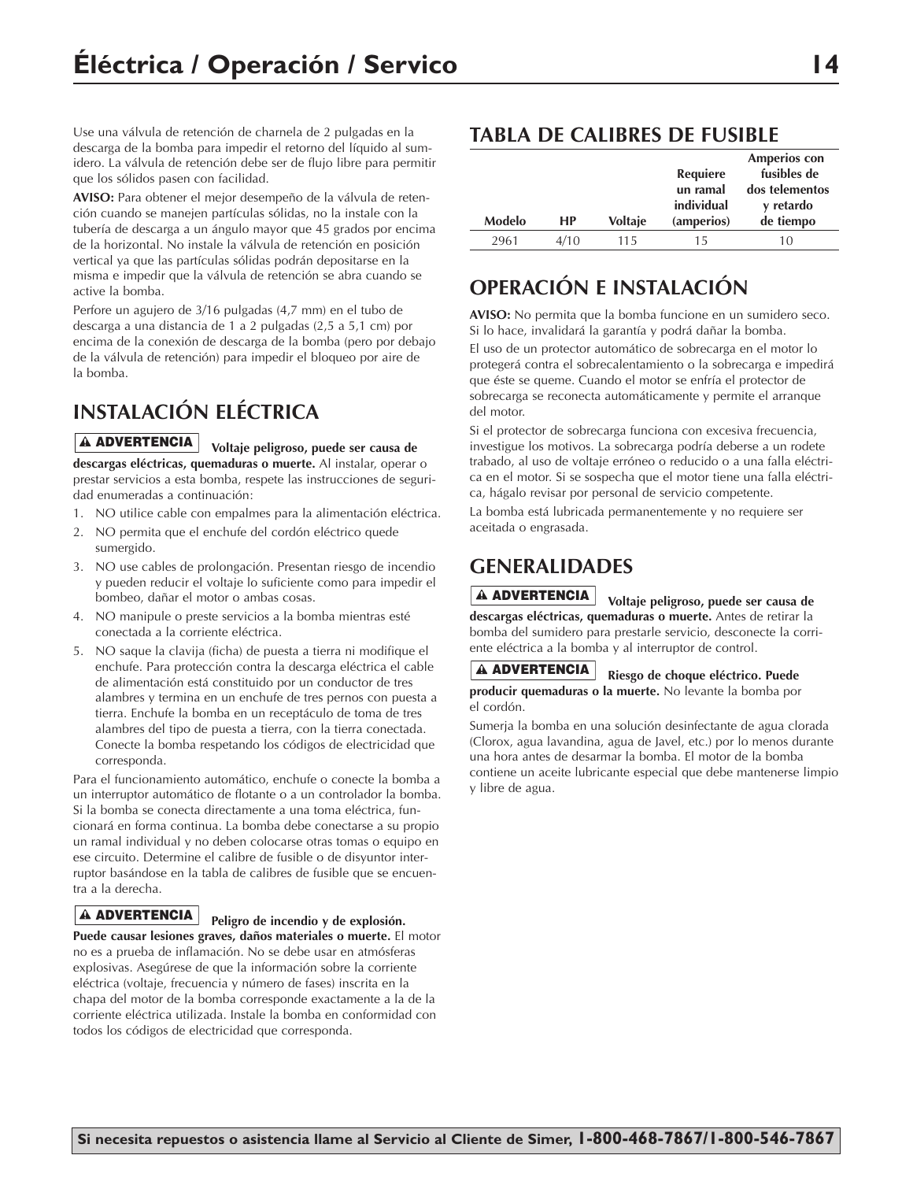# Éléctrica / Operación / Servico

Use una válvula de retención de charnela de 2 pulgadas en la descarga de la bomba para impedir el retorno del líquido al sumidero. La válvula de retención debe ser de flujo libre para permitir que los sólidos pasen con facilidad.

**AVISO:** Para obtener el mejor desempeño de la válvula de retención cuando se manejen partículas sólidas, no la instale con la tubería de descarga a un ángulo mayor que 45 grados por encima de la horizontal. No instale la válvula de retención en posición vertical ya que las partículas sólidas podrán depositarse en la misma e impedir que la válvula de retención se abra cuando se active la bomba.

Perfore un agujero de 3/16 pulgadas (4,7 mm) en el tubo de descarga a una distancia de 1 a 2 pulgadas (2,5 a 5,1 cm) por encima de la conexión de descarga de la bomba (pero por debajo de la válvula de retención) para impedir el bloqueo por aire de la bomba.

## INSTALACIÓN ELÉCTRICA

**⚠ ADVERTENCIA Voltaje peligroso, puede ser causa de descargas eléctricas, quemaduras o muerte.** Al instalar, operar o prestar servicios a esta bomba, respete las instrucciones de seguridad enumeradas a continuación:

1. NO utilice cable con empalmes para la alimentación eléctrica.
2. NO permita que el enchufe del cordón eléctrico quede sumergido.
3. NO use cables de prolongación. Presentan riesgo de incendio y pueden reducir el voltaje lo suficiente como para impedir el bombeo, dañar el motor o ambas cosas.
4. NO manipule o preste servicios a la bomba mientras esté conectada a la corriente eléctrica.
5. NO saque la clavija (ficha) de puesta a tierra ni modifique el enchufe. Para protección contra la descarga eléctrica el cable de alimentación está constituido por un conductor de tres alambres y termina en un enchufe de tres pernos con puesta a tierra. Enchufe la bomba en un receptáculo de toma de tres alambres del tipo de puesta a tierra, con la tierra conectada. Conecte la bomba respetando los códigos de electricidad que corresponda.

Para el funcionamiento automático, enchufe o conecte la bomba a un interruptor automático de flotante o a un controlador la bomba. Si la bomba se conecta directamente a una toma eléctrica, funcionará en forma continua. La bomba debe conectarse a su propio un ramal individual y no deben colocarse otras tomas o equipo en ese circuito. Determine el calibre de fusible o de disyuntor interruptor basándose en la tabla de calibres de fusible que se encuentra a la derecha.

**⚠ ADVERTENCIA Peligro de incendio y de explosión. Puede causar lesiones graves, daños materiales o muerte.** El motor no es a prueba de inflamación. No se debe usar en atmósferas explosivas. Asegúrese de que la información sobre la corriente eléctrica (voltaje, frecuencia y número de fases) inscrita en la chapa del motor de la bomba corresponde exactamente a la de la corriente eléctrica utilizada. Instale la bomba en conformidad con todos los códigos de electricidad que corresponda.

## TABLA DE CALIBRES DE FUSIBLE

| Modelo | HP | Voltaje | Requiere un ramal individual (amperios) | Amperios con fusibles de dos telementos y retardo de tiempo |
|---|---|---|---|---|
| 2961 | 4/10 | 115 | 15 | 10 |

## OPERACIÓN E INSTALACIÓN

**AVISO:** No permita que la bomba funcione en un sumidero seco. Si lo hace, invalidará la garantía y podrá dañar la bomba.

El uso de un protector automático de sobrecarga en el motor lo protegerá contra el sobrecalentamiento o la sobrecarga e impedirá que éste se queme. Cuando el motor se enfría el protector de sobrecarga se reconecta automáticamente y permite el arranque del motor.

Si el protector de sobrecarga funciona con excesiva frecuencia, investigue los motivos. La sobrecarga podría deberse a un rodete trabado, al uso de voltaje erróneo o reducido o a una falla eléctrica en el motor. Si se sospecha que el motor tiene una falla eléctrica, hágalo revisar por personal de servicio competente.

La bomba está lubricada permanentemente y no requiere ser aceitada o engrasada.

## GENERALIDADES

**⚠ ADVERTENCIA Voltaje peligroso, puede ser causa de descargas eléctricas, quemaduras o muerte.** Antes de retirar la bomba del sumidero para prestarle servicio, desconecte la corriente eléctrica a la bomba y al interruptor de control.

**⚠ ADVERTENCIA Riesgo de choque eléctrico. Puede producir quemaduras o la muerte.** No levante la bomba por el cordón.

Sumerja la bomba en una solución desinfectante de agua clorada (Clorox, agua lavandina, agua de Javel, etc.) por lo menos durante una hora antes de desarmar la bomba. El motor de la bomba contiene un aceite lubricante especial que debe mantenerse limpio y libre de agua.

**Si necesita repuestos o asistencia llame al Servicio al Cliente de Simer, 1-800-468-7867/1-800-546-7867**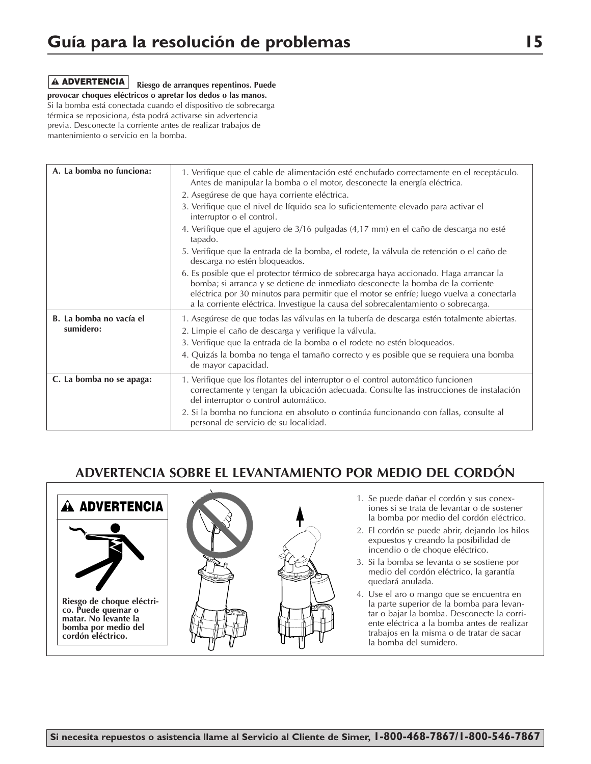# Guía para la resolución de problemas

**⚠ ADVERTENCIA** **Riesgo de arranques repentinos. Puede provocar choques eléctricos o apretar los dedos o las manos.** Si la bomba está conectada cuando el dispositivo de sobrecarga térmica se reposiciona, ésta podrá activarse sin advertencia previa. Desconecte la corriente antes de realizar trabajos de mantenimiento o servicio en la bomba.

| | |
|---|---|
| **A. La bomba no funciona:** | 1. Verifique que el cable de alimentación esté enchufado correctamente en el receptáculo. Antes de manipular la bomba o el motor, desconecte la energía eléctrica.<br>2. Asegúrese de que haya corriente eléctrica.<br>3. Verifique que el nivel de líquido sea lo suficientemente elevado para activar el interruptor o el control.<br>4. Verifique que el agujero de 3/16 pulgadas (4,17 mm) en el caño de descarga no esté tapado.<br>5. Verifique que la entrada de la bomba, el rodete, la válvula de retención o el caño de descarga no estén bloqueados.<br>6. Es posible que el protector térmico de sobrecarga haya accionado. Haga arrancar la bomba; si arranca y se detiene de inmediato desconecte la bomba de la corriente eléctrica por 30 minutos para permitir que el motor se enfríe; luego vuelva a conectarla a la corriente eléctrica. Investigue la causa del sobrecalentamiento o sobrecarga. |
| **B. La bomba no vacía el sumidero:** | 1. Asegúrese de que todas las válvulas en la tubería de descarga estén totalmente abiertas.<br>2. Limpie el caño de descarga y verifique la válvula.<br>3. Verifique que la entrada de la bomba o el rodete no estén bloqueados.<br>4. Quizás la bomba no tenga el tamaño correcto y es posible que se requiera una bomba de mayor capacidad. |
| **C. La bomba no se apaga:** | 1. Verifique que los flotantes del interruptor o el control automático funcionen correctamente y tengan la ubicación adecuada. Consulte las instrucciones de instalación del interruptor o control automático.<br>2. Si la bomba no funciona en absoluto o continúa funcionando con fallas, consulte al personal de servicio de su localidad. |

## ADVERTENCIA SOBRE EL LEVANTAMIENTO POR MEDIO DEL CORDÓN

**⚠ ADVERTENCIA**

**Riesgo de choque eléctrico. Puede quemar o matar. No levante la bomba por medio del cordón eléctrico.**

1. Se puede dañar el cordón y sus conexiones si se trata de levantar o de sostener la bomba por medio del cordón eléctrico.
2. El cordón se puede abrir, dejando los hilos expuestos y creando la posibilidad de incendio o de choque eléctrico.
3. Si la bomba se levanta o se sostiene por medio del cordón eléctrico, la garantía quedará anulada.
4. Use el aro o mango que se encuentra en la parte superior de la bomba para levantar o bajar la bomba. Desconecte la corriente eléctrica a la bomba antes de realizar trabajos en la misma o de tratar de sacar la bomba del sumidero.

**Si necesita repuestos o asistencia llame al Servicio al Cliente de Simer, 1-800-468-7867/1-800-546-7867**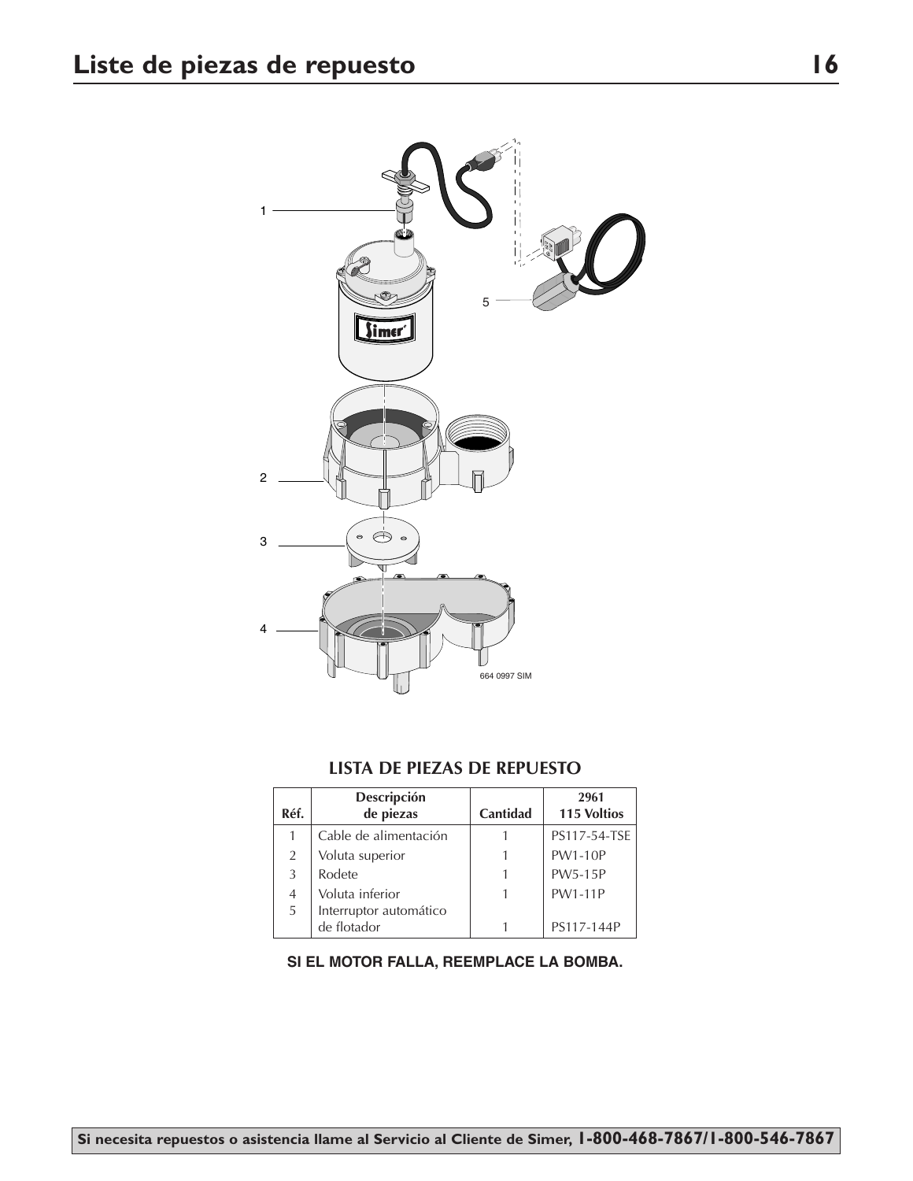# Liste de piezas de repuesto

1

2

3

4

5

664 0997 SIM

**LISTA DE PIEZAS DE REPUESTO**

| Réf. | Descripción de piezas | Cantidad | 2961 115 Voltios |
|---|---|---|---|
| 1 | Cable de alimentación | 1 | PS117-54-TSE |
| 2 | Voluta superior | 1 | PW1-10P |
| 3 | Rodete | 1 | PW5-15P |
| 4 | Voluta inferior | 1 | PW1-11P |
| 5 | Interruptor automático de flotador | 1 | PS117-144P |

**SI EL MOTOR FALLA, REEMPLACE LA BOMBA.**

**Si necesita repuestos o asistencia llame al Servicio al Cliente de Simer, 1-800-468-7867/1-800-546-7867**